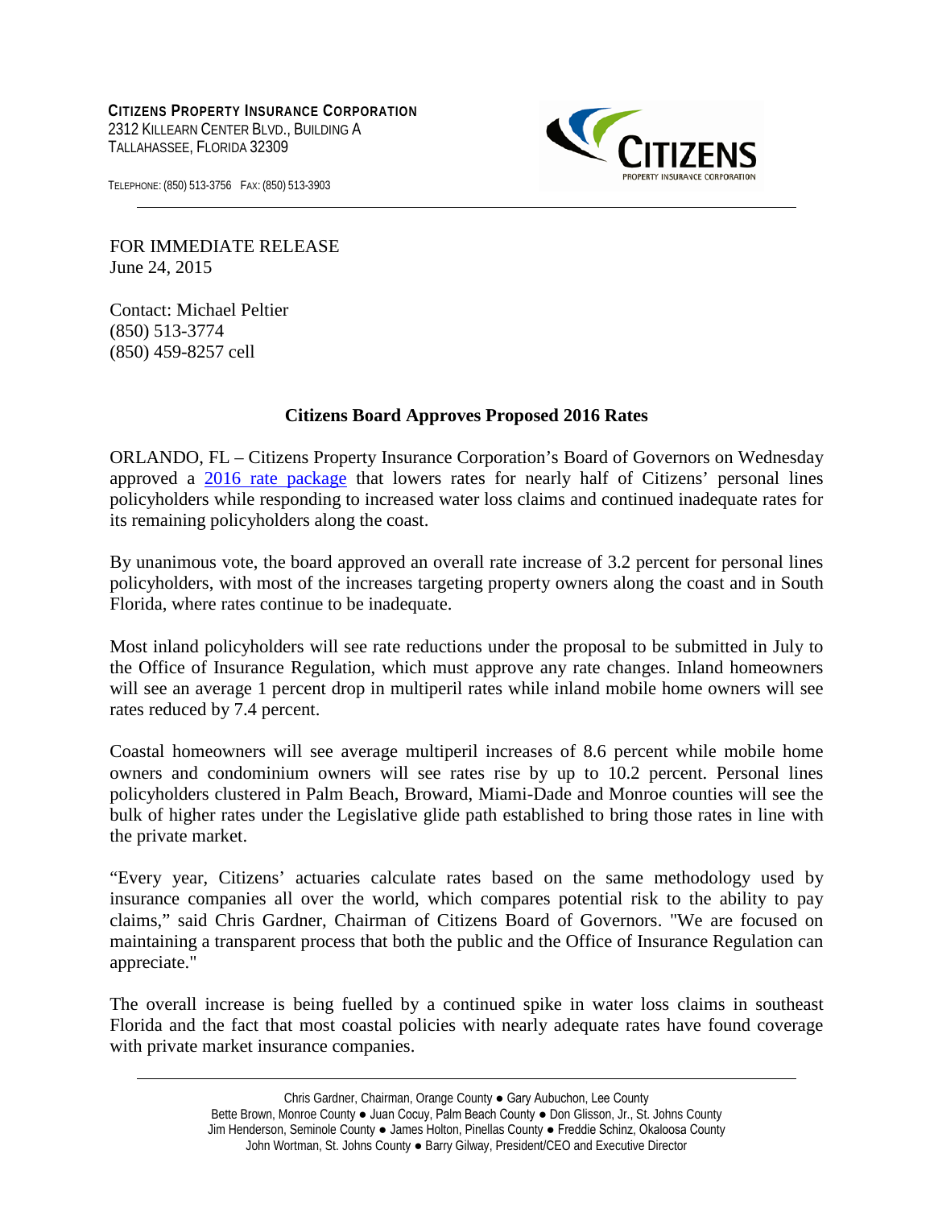**CITIZENS PROPERTY INSURANCE CORPORATION**
2312 KILLEARN CENTER BLVD., BUILDING A
TALLAHASSEE, FLORIDA 32309

TELEPHONE: (850) 513-3756 FAX: (850) 513-3903

FOR IMMEDIATE RELEASE
June 24, 2015

Contact: Michael Peltier
(850) 513-3774
(850) 459-8257 cell

## Citizens Board Approves Proposed 2016 Rates

ORLANDO, FL – Citizens Property Insurance Corporation's Board of Governors on Wednesday approved a 2016 rate package that lowers rates for nearly half of Citizens' personal lines policyholders while responding to increased water loss claims and continued inadequate rates for its remaining policyholders along the coast.

By unanimous vote, the board approved an overall rate increase of 3.2 percent for personal lines policyholders, with most of the increases targeting property owners along the coast and in South Florida, where rates continue to be inadequate.

Most inland policyholders will see rate reductions under the proposal to be submitted in July to the Office of Insurance Regulation, which must approve any rate changes. Inland homeowners will see an average 1 percent drop in multiperil rates while inland mobile home owners will see rates reduced by 7.4 percent.

Coastal homeowners will see average multiperil increases of 8.6 percent while mobile home owners and condominium owners will see rates rise by up to 10.2 percent. Personal lines policyholders clustered in Palm Beach, Broward, Miami-Dade and Monroe counties will see the bulk of higher rates under the Legislative glide path established to bring those rates in line with the private market.

"Every year, Citizens' actuaries calculate rates based on the same methodology used by insurance companies all over the world, which compares potential risk to the ability to pay claims," said Chris Gardner, Chairman of Citizens Board of Governors. "We are focused on maintaining a transparent process that both the public and the Office of Insurance Regulation can appreciate."

The overall increase is being fuelled by a continued spike in water loss claims in southeast Florida and the fact that most coastal policies with nearly adequate rates have found coverage with private market insurance companies.

Chris Gardner, Chairman, Orange County ● Gary Aubuchon, Lee County
Bette Brown, Monroe County ● Juan Cocuy, Palm Beach County ● Don Glisson, Jr., St. Johns County
Jim Henderson, Seminole County ● James Holton, Pinellas County ● Freddie Schinz, Okaloosa County
John Wortman, St. Johns County ● Barry Gilway, President/CEO and Executive Director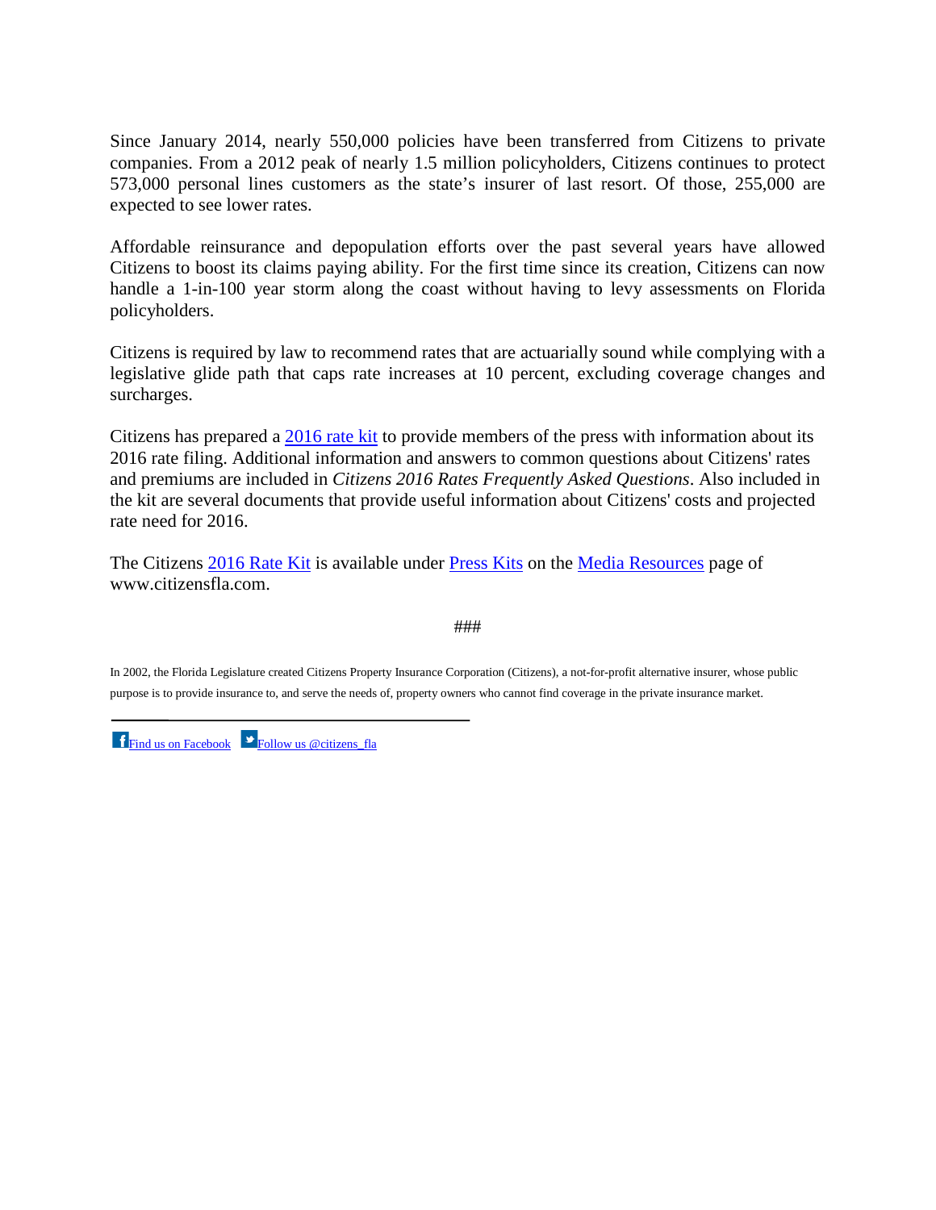Since January 2014, nearly 550,000 policies have been transferred from Citizens to private companies. From a 2012 peak of nearly 1.5 million policyholders, Citizens continues to protect 573,000 personal lines customers as the state's insurer of last resort. Of those, 255,000 are expected to see lower rates.

Affordable reinsurance and depopulation efforts over the past several years have allowed Citizens to boost its claims paying ability. For the first time since its creation, Citizens can now handle a 1-in-100 year storm along the coast without having to levy assessments on Florida policyholders.

Citizens is required by law to recommend rates that are actuarially sound while complying with a legislative glide path that caps rate increases at 10 percent, excluding coverage changes and surcharges.

Citizens has prepared a 2016 rate kit to provide members of the press with information about its 2016 rate filing. Additional information and answers to common questions about Citizens' rates and premiums are included in *Citizens 2016 Rates Frequently Asked Questions*. Also included in the kit are several documents that provide useful information about Citizens' costs and projected rate need for 2016.

The Citizens 2016 Rate Kit is available under Press Kits on the Media Resources page of www.citizensfla.com.

###

In 2002, the Florida Legislature created Citizens Property Insurance Corporation (Citizens), a not-for-profit alternative insurer, whose public purpose is to provide insurance to, and serve the needs of, property owners who cannot find coverage in the private insurance market.

---

Find us on Facebook  Follow us @citizens_fla